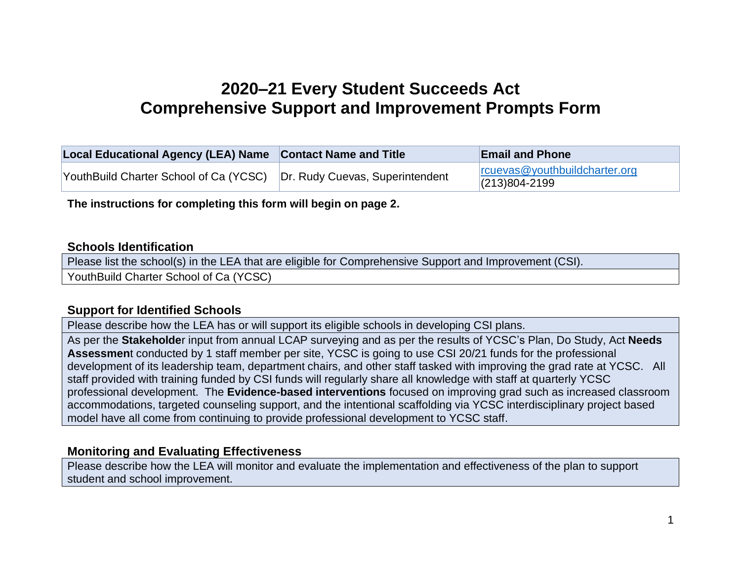# 2020–21 Every Student Succeeds Act
# Comprehensive Support and Improvement Prompts Form

| Local Educational Agency (LEA) Name | Contact Name and Title | Email and Phone |
|---|---|---|
| YouthBuild Charter School of Ca (YCSC) | Dr. Rudy Cuevas, Superintendent | rcuevas@youthbuildcharter.org (213)804-2199 |

**The instructions for completing this form will begin on page 2.**

## Schools Identification

| Please list the school(s) in the LEA that are eligible for Comprehensive Support and Improvement (CSI). |
|---|
| YouthBuild Charter School of Ca (YCSC) |

## Support for Identified Schools

| Please describe how the LEA has or will support its eligible schools in developing CSI plans. |
|---|
| As per the **Stakeholde**r input from annual LCAP surveying and as per the results of YCSC's Plan, Do Study, Act **Needs Assessmen**t conducted by 1 staff member per site, YCSC is going to use CSI 20/21 funds for the professional development of its leadership team, department chairs, and other staff tasked with improving the grad rate at YCSC. All staff provided with training funded by CSI funds will regularly share all knowledge with staff at quarterly YCSC professional development. The **Evidence-based interventions** focused on improving grad such as increased classroom accommodations, targeted counseling support, and the intentional scaffolding via YCSC interdisciplinary project based model have all come from continuing to provide professional development to YCSC staff. |

## Monitoring and Evaluating Effectiveness

| Please describe how the LEA will monitor and evaluate the implementation and effectiveness of the plan to support student and school improvement. |
|---|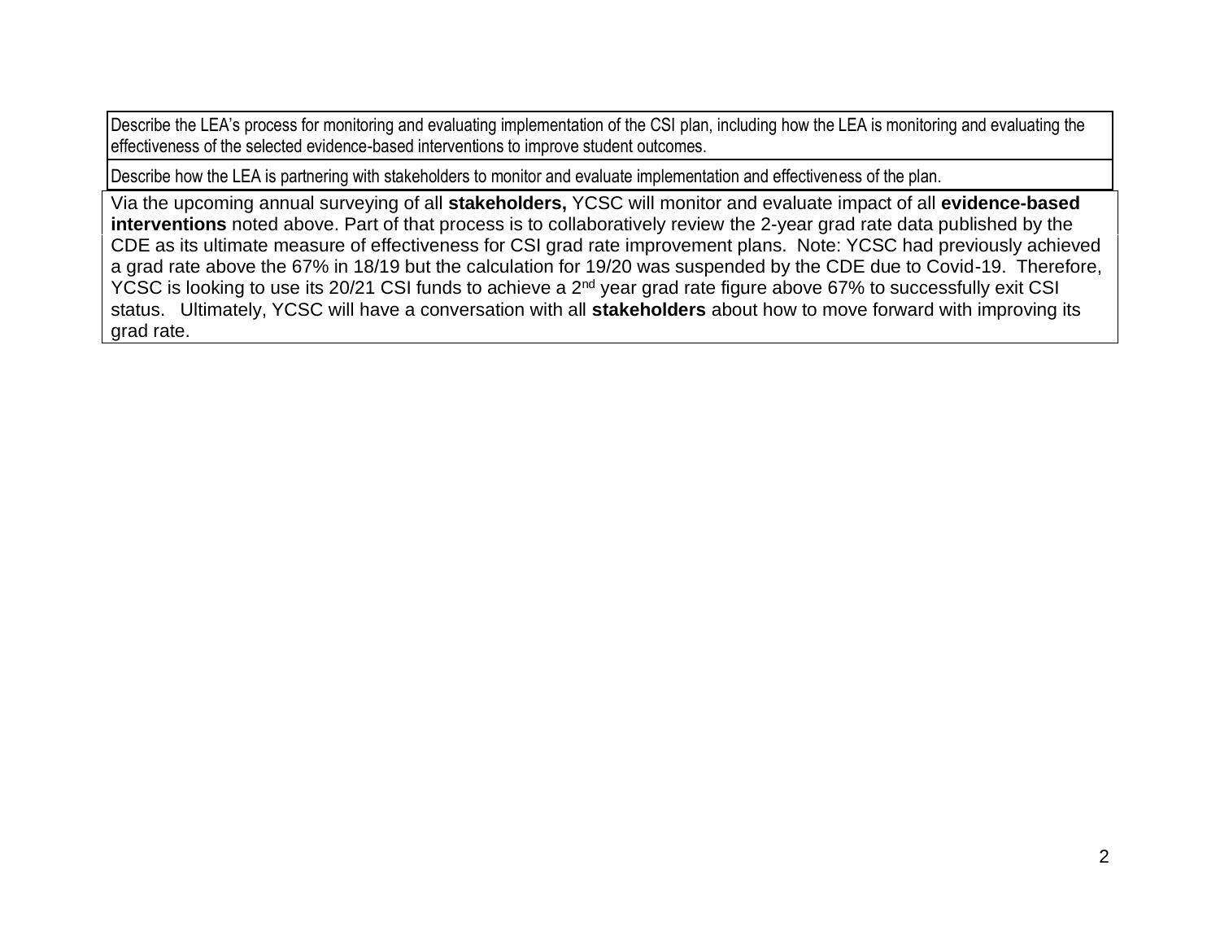| Describe the LEA's process for monitoring and evaluating implementation of the CSI plan, including how the LEA is monitoring and evaluating the effectiveness of the selected evidence-based interventions to improve student outcomes. |
| --- |
| Describe how the LEA is partnering with stakeholders to monitor and evaluate implementation and effectiveness of the plan. |
| Via the upcoming annual surveying of all **stakeholders,** YCSC will monitor and evaluate impact of all **evidence-based interventions** noted above. Part of that process is to collaboratively review the 2-year grad rate data published by the CDE as its ultimate measure of effectiveness for CSI grad rate improvement plans. Note: YCSC had previously achieved a grad rate above the 67% in 18/19 but the calculation for 19/20 was suspended by the CDE due to Covid-19. Therefore, YCSC is looking to use its 20/21 CSI funds to achieve a 2nd year grad rate figure above 67% to successfully exit CSI status. Ultimately, YCSC will have a conversation with all **stakeholders** about how to move forward with improving its grad rate. |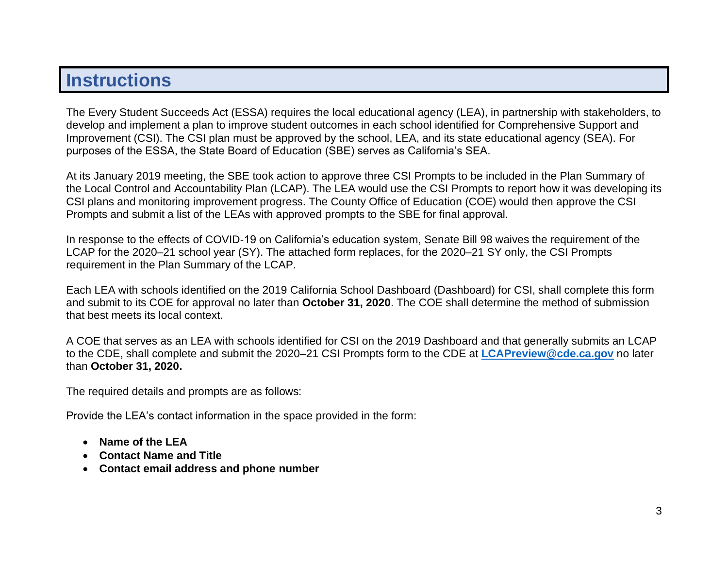# Instructions

The Every Student Succeeds Act (ESSA) requires the local educational agency (LEA), in partnership with stakeholders, to develop and implement a plan to improve student outcomes in each school identified for Comprehensive Support and Improvement (CSI). The CSI plan must be approved by the school, LEA, and its state educational agency (SEA). For purposes of the ESSA, the State Board of Education (SBE) serves as California's SEA.

At its January 2019 meeting, the SBE took action to approve three CSI Prompts to be included in the Plan Summary of the Local Control and Accountability Plan (LCAP). The LEA would use the CSI Prompts to report how it was developing its CSI plans and monitoring improvement progress. The County Office of Education (COE) would then approve the CSI Prompts and submit a list of the LEAs with approved prompts to the SBE for final approval.

In response to the effects of COVID-19 on California's education system, Senate Bill 98 waives the requirement of the LCAP for the 2020–21 school year (SY). The attached form replaces, for the 2020–21 SY only, the CSI Prompts requirement in the Plan Summary of the LCAP.

Each LEA with schools identified on the 2019 California School Dashboard (Dashboard) for CSI, shall complete this form and submit to its COE for approval no later than **October 31, 2020**. The COE shall determine the method of submission that best meets its local context.

A COE that serves as an LEA with schools identified for CSI on the 2019 Dashboard and that generally submits an LCAP to the CDE, shall complete and submit the 2020–21 CSI Prompts form to the CDE at **LCAPreview@cde.ca.gov** no later than **October 31, 2020.**

The required details and prompts are as follows:

Provide the LEA's contact information in the space provided in the form:

- **Name of the LEA**
- **Contact Name and Title**
- **Contact email address and phone number**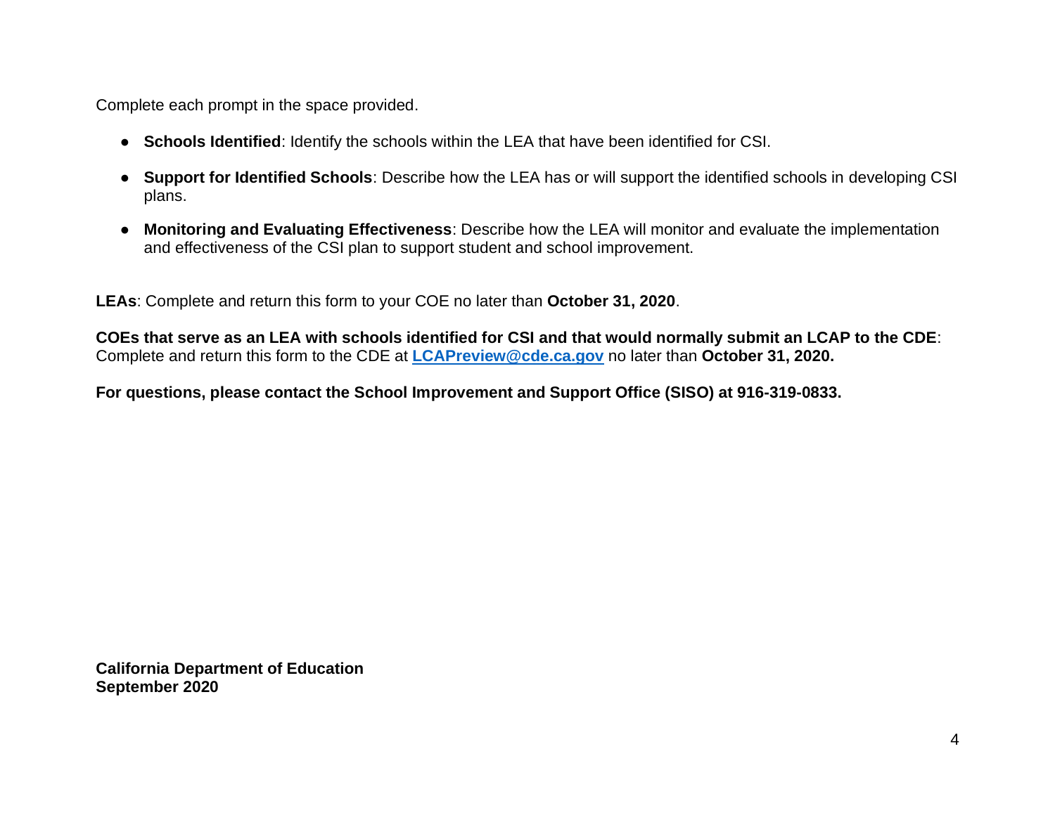Complete each prompt in the space provided.

- **Schools Identified**: Identify the schools within the LEA that have been identified for CSI.
- **Support for Identified Schools**: Describe how the LEA has or will support the identified schools in developing CSI plans.
- **Monitoring and Evaluating Effectiveness**: Describe how the LEA will monitor and evaluate the implementation and effectiveness of the CSI plan to support student and school improvement.

**LEAs**: Complete and return this form to your COE no later than **October 31, 2020**.

**COEs that serve as an LEA with schools identified for CSI and that would normally submit an LCAP to the CDE**: Complete and return this form to the CDE at **LCAPreview@cde.ca.gov** no later than **October 31, 2020.**

**For questions, please contact the School Improvement and Support Office (SISO) at 916-319-0833.**

**California Department of Education**
**September 2020**